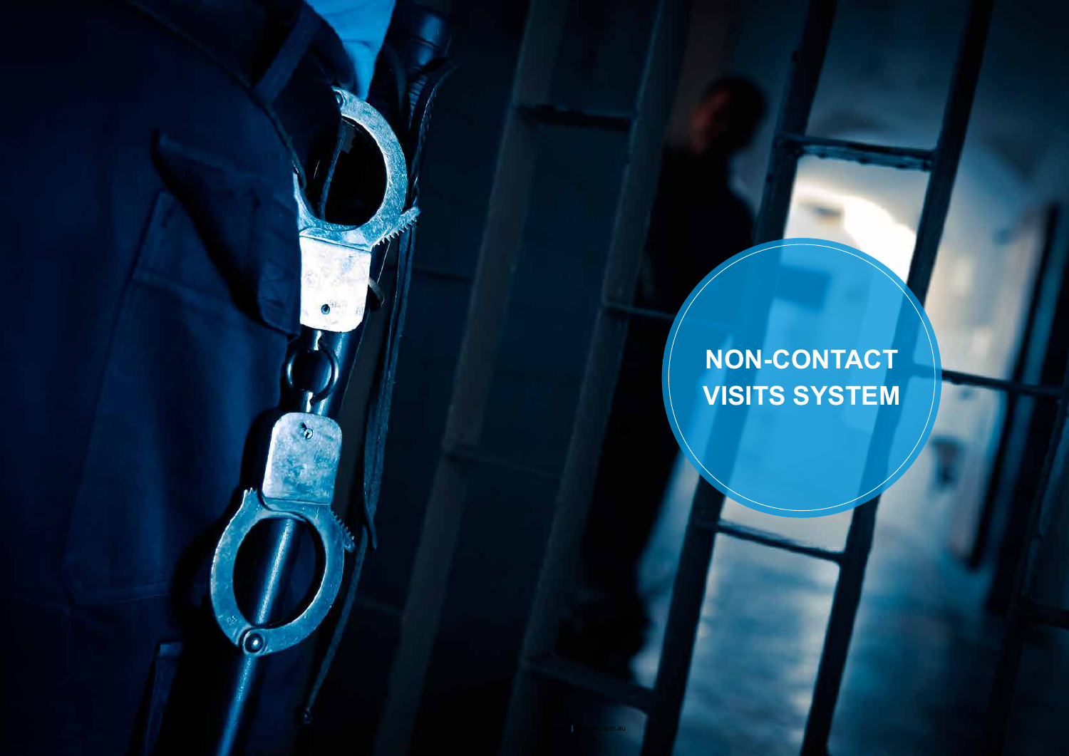# NON-CONTACT VISITS SYSTEM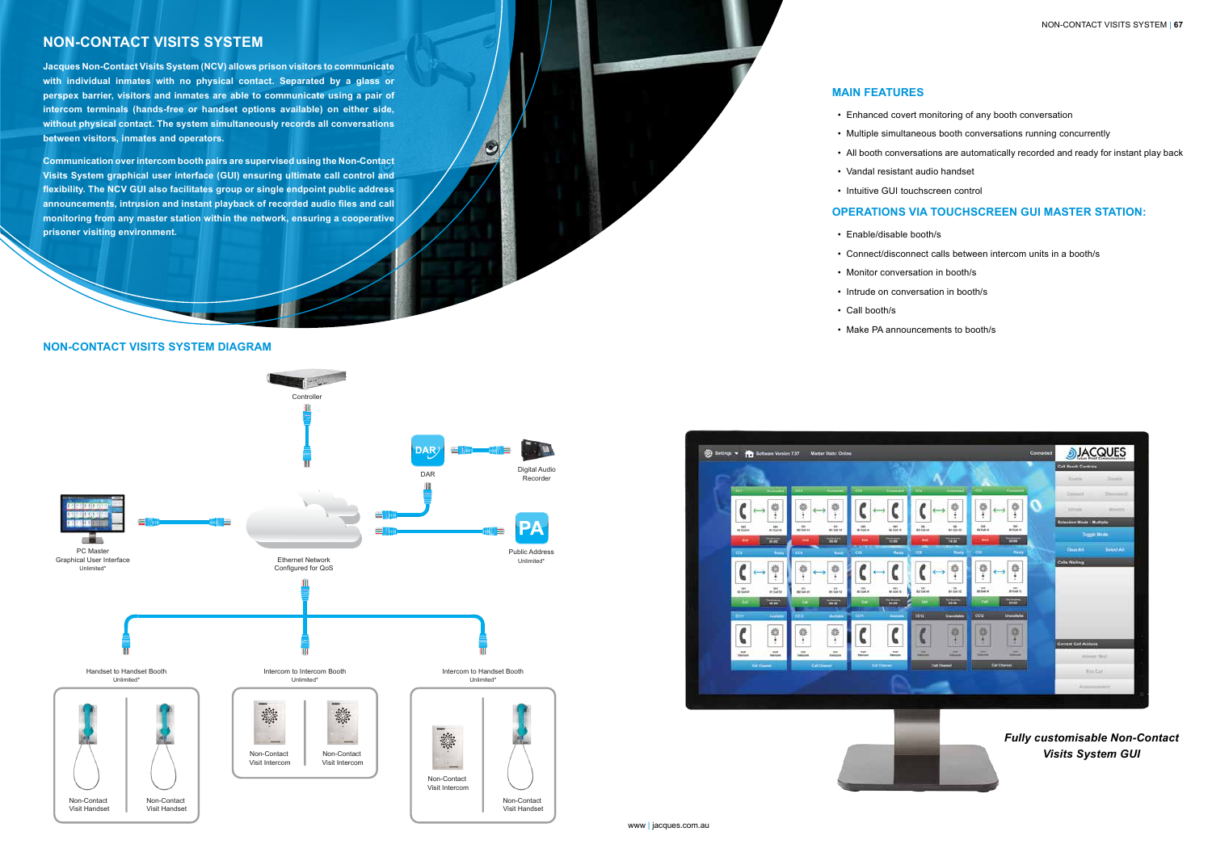## NON-CONTACT VISITS SYSTEM

**Jacques Non-Contact Visits System (NCV) allows prison visitors to communicate with individual inmates with no physical contact. Separated by a glass or perspex barrier, visitors and inmates are able to communicate using a pair of intercom terminals (hands-free or handset options available) on either side, without physical contact. The system simultaneously records all conversations between visitors, inmates and operators.**

**Communication over intercom booth pairs are supervised using the Non-Contact Visits System graphical user interface (GUI) ensuring ultimate call control and flexibility. The NCV GUI also facilitates group or single endpoint public address announcements, intrusion and instant playback of recorded audio files and call monitoring from any master station within the network, ensuring a cooperative prisoner visiting environment.**

## NON-CONTACT VISITS SYSTEM DIAGRAM

Controller

DAR

Digital Audio Recorder

PC Master
Graphical User Interface
Unlimited*

Ethernet Network
Configured for QoS

Public Address
Unlimited*

Handset to Handset Booth
Unlimited*

Non-Contact Visit Handset

Non-Contact Visit Handset

Intercom to Intercom Booth
Unlimited*

Non-Contact Visit Intercom

Non-Contact Visit Intercom

Intercom to Handset Booth
Unlimited*

Non-Contact Visit Intercom

Non-Contact Visit Handset

## MAIN FEATURES

- Enhanced covert monitoring of any booth conversation
- Multiple simultaneous booth conversations running concurrently
- All booth conversations are automatically recorded and ready for instant play back
- Vandal resistant audio handset
- Intuitive GUI touchscreen control

## OPERATIONS VIA TOUCHSCREEN GUI MASTER STATION:

- Enable/disable booth/s
- Connect/disconnect calls between intercom units in a booth/s
- Monitor conversation in booth/s
- Intrude on conversation in booth/s
- Call booth/s
- Make PA announcements to booth/s

***Fully customisable Non-Contact Visits System GUI***

www | jacques.com.au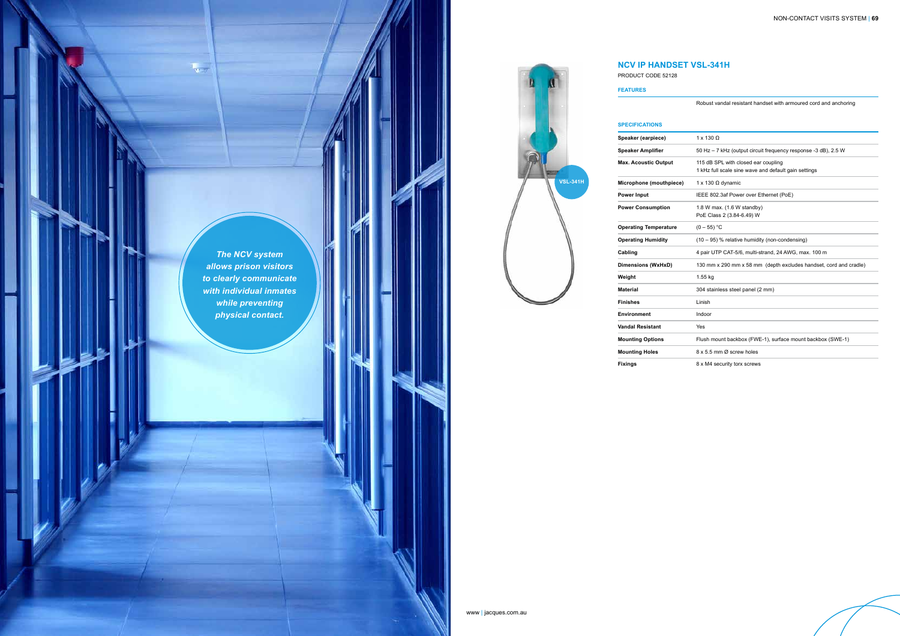*The NCV system allows prison visitors to clearly communicate with individual inmates while preventing physical contact.*

VSL-341H

## NCV IP HANDSET VSL-341H

PRODUCT CODE 52128

### FEATURES

Robust vandal resistant handset with armoured cord and anchoring

### SPECIFICATIONS

| | |
|---|---|
| **Speaker (earpiece)** | 1 x 130 Ω |
| **Speaker Amplifier** | 50 Hz – 7 kHz (output circuit frequency response -3 dB), 2.5 W |
| **Max. Acoustic Output** | 115 dB SPL with closed ear coupling<br>1 kHz full scale sine wave and default gain settings |
| **Microphone (mouthpiece)** | 1 x 130 Ω dynamic |
| **Power Input** | IEEE 802.3af Power over Ethernet (PoE) |
| **Power Consumption** | 1.8 W max. (1.6 W standby)<br>PoE Class 2 (3.84-6.49) W |
| **Operating Temperature** | (0 – 55) °C |
| **Operating Humidity** | (10 – 95) % relative humidity (non-condensing) |
| **Cabling** | 4 pair UTP CAT-5/6, multi-strand, 24 AWG, max. 100 m |
| **Dimensions (WxHxD)** | 130 mm x 290 mm x 58 mm (depth excludes handset, cord and cradle) |
| **Weight** | 1.55 kg |
| **Material** | 304 stainless steel panel (2 mm) |
| **Finishes** | Linish |
| **Environment** | Indoor |
| **Vandal Resistant** | Yes |
| **Mounting Options** | Flush mount backbox (FWE-1), surface mount backbox (SWE-1) |
| **Mounting Holes** | 8 x 5.5 mm Ø screw holes |
| **Fixings** | 8 x M4 security torx screws |

www | jacques.com.au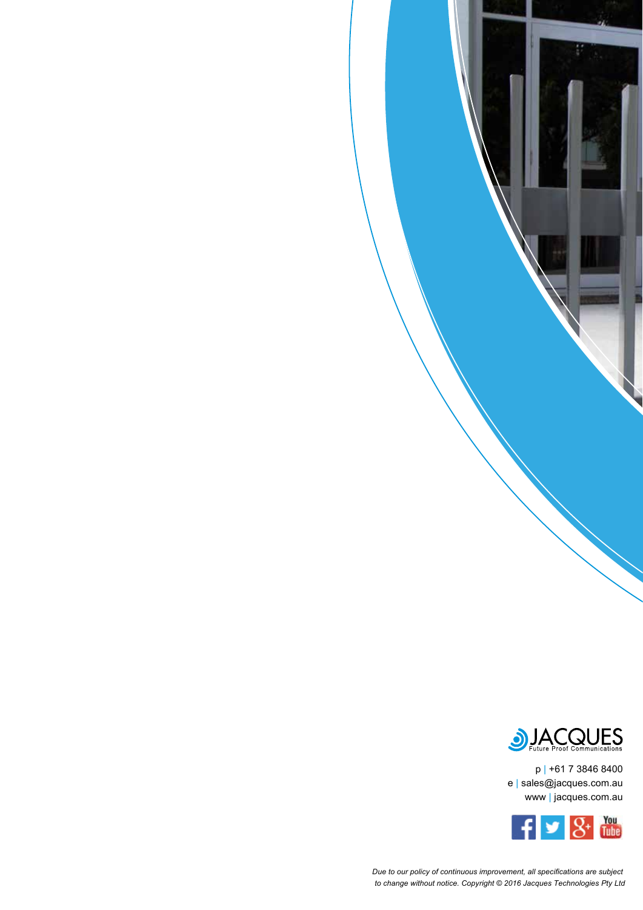JACQUES
Future Proof Communications

p | +61 7 3846 8400
e | sales@jacques.com.au
www | jacques.com.au

*Due to our policy of continuous improvement, all specifications are subject to change without notice. Copyright © 2016 Jacques Technologies Pty Ltd*